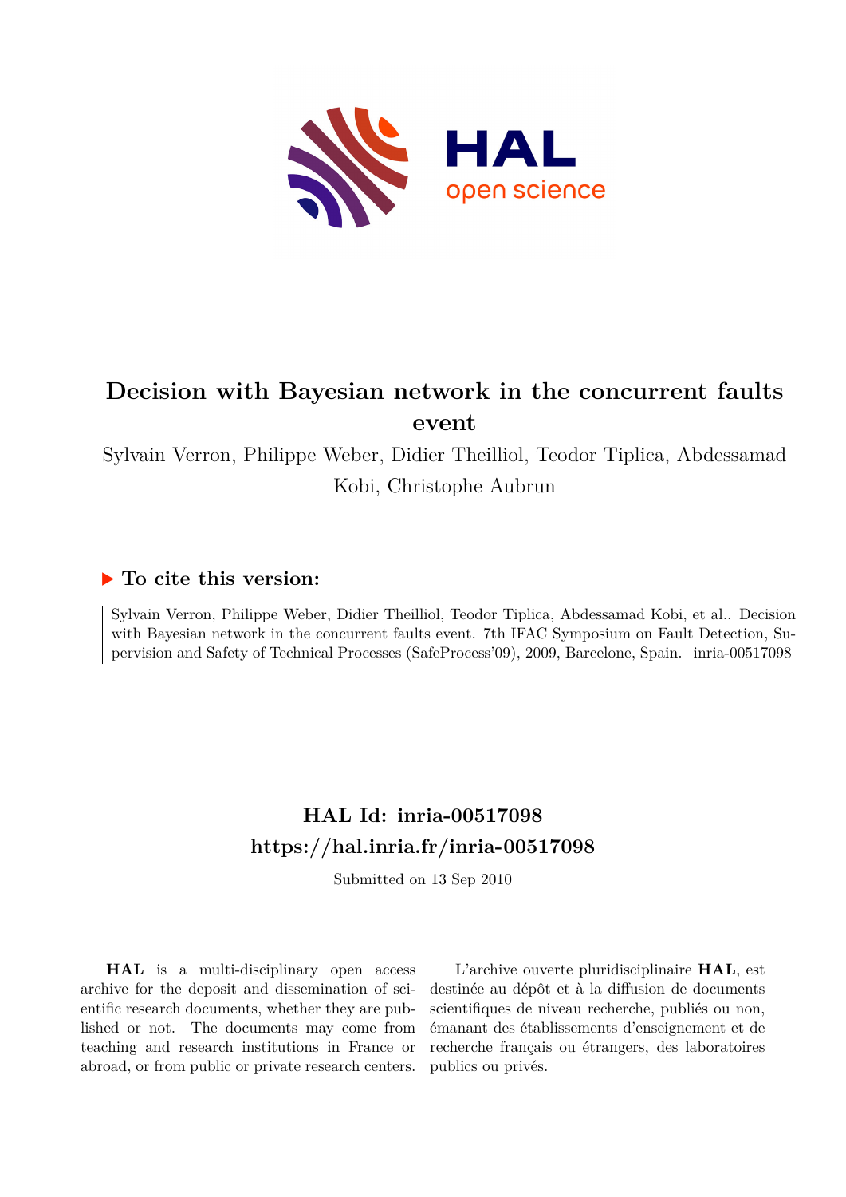# Decision with Bayesian network in the concurrent faults event

Sylvain Verron, Philippe Weber, Didier Theilliol, Teodor Tiplica, Abdessamad Kobi, Christophe Aubrun

### ▶ To cite this version:

Sylvain Verron, Philippe Weber, Didier Theilliol, Teodor Tiplica, Abdessamad Kobi, et al.. Decision with Bayesian network in the concurrent faults event. 7th IFAC Symposium on Fault Detection, Supervision and Safety of Technical Processes (SafeProcess'09), 2009, Barcelone, Spain. inria-00517098

## HAL Id: inria-00517098
## https://hal.inria.fr/inria-00517098

Submitted on 13 Sep 2010

**HAL** is a multi-disciplinary open access archive for the deposit and dissemination of scientific research documents, whether they are published or not. The documents may come from teaching and research institutions in France or abroad, or from public or private research centers.

L'archive ouverte pluridisciplinaire **HAL**, est destinée au dépôt et à la diffusion de documents scientifiques de niveau recherche, publiés ou non, émanant des établissements d'enseignement et de recherche français ou étrangers, des laboratoires publics ou privés.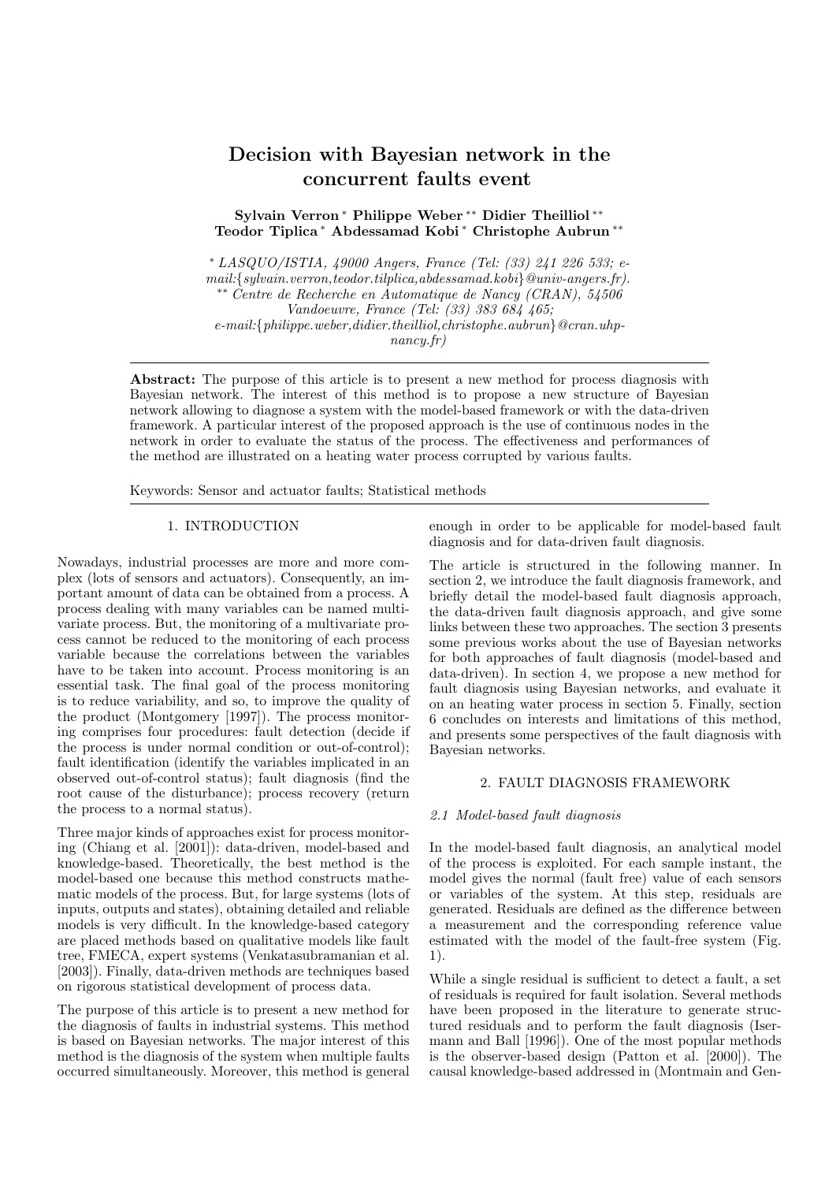# Decision with Bayesian network in the concurrent faults event

**Sylvain Verron** * **Philippe Weber** ** **Didier Theilliol** ** **Teodor Tiplica** * **Abdessamad Kobi** * **Christophe Aubrun** **

*\* LASQUO/ISTIA, 49000 Angers, France (Tel: (33) 241 226 533; e-mail:{sylvain.verron,teodor.tilplica,abdessamad.kobi}@univ-angers.fr).*
*\*\* Centre de Recherche en Automatique de Nancy (CRAN), 54506 Vandoeuvre, France (Tel: (33) 383 684 465; e-mail:{philippe.weber,didier.theilliol,christophe.aubrun}@cran.uhp-nancy.fr)*

**Abstract:** The purpose of this article is to present a new method for process diagnosis with Bayesian network. The interest of this method is to propose a new structure of Bayesian network allowing to diagnose a system with the model-based framework or with the data-driven framework. A particular interest of the proposed approach is the use of continuous nodes in the network in order to evaluate the status of the process. The effectiveness and performances of the method are illustrated on a heating water process corrupted by various faults.

Keywords: Sensor and actuator faults; Statistical methods

## 1. INTRODUCTION

Nowadays, industrial processes are more and more complex (lots of sensors and actuators). Consequently, an important amount of data can be obtained from a process. A process dealing with many variables can be named multivariate process. But, the monitoring of a multivariate process cannot be reduced to the monitoring of each process variable because the correlations between the variables have to be taken into account. Process monitoring is an essential task. The final goal of the process monitoring is to reduce variability, and so, to improve the quality of the product (Montgomery [1997]). The process monitoring comprises four procedures: fault detection (decide if the process is under normal condition or out-of-control); fault identification (identify the variables implicated in an observed out-of-control status); fault diagnosis (find the root cause of the disturbance); process recovery (return the process to a normal status).

Three major kinds of approaches exist for process monitoring (Chiang et al. [2001]): data-driven, model-based and knowledge-based. Theoretically, the best method is the model-based one because this method constructs mathematic models of the process. But, for large systems (lots of inputs, outputs and states), obtaining detailed and reliable models is very difficult. In the knowledge-based category are placed methods based on qualitative models like fault tree, FMECA, expert systems (Venkatasubramanian et al. [2003]). Finally, data-driven methods are techniques based on rigorous statistical development of process data.

The purpose of this article is to present a new method for the diagnosis of faults in industrial systems. This method is based on Bayesian networks. The major interest of this method is the diagnosis of the system when multiple faults occurred simultaneously. Moreover, this method is general enough in order to be applicable for model-based fault diagnosis and for data-driven fault diagnosis.

The article is structured in the following manner. In section 2, we introduce the fault diagnosis framework, and briefly detail the model-based fault diagnosis approach, the data-driven fault diagnosis approach, and give some links between these two approaches. The section 3 presents some previous works about the use of Bayesian networks for both approaches of fault diagnosis (model-based and data-driven). In section 4, we propose a new method for fault diagnosis using Bayesian networks, and evaluate it on an heating water process in section 5. Finally, section 6 concludes on interests and limitations of this method, and presents some perspectives of the fault diagnosis with Bayesian networks.

## 2. FAULT DIAGNOSIS FRAMEWORK

### 2.1 Model-based fault diagnosis

In the model-based fault diagnosis, an analytical model of the process is exploited. For each sample instant, the model gives the normal (fault free) value of each sensors or variables of the system. At this step, residuals are generated. Residuals are defined as the difference between a measurement and the corresponding reference value estimated with the model of the fault-free system (Fig. 1).

While a single residual is sufficient to detect a fault, a set of residuals is required for fault isolation. Several methods have been proposed in the literature to generate structured residuals and to perform the fault diagnosis (Isermann and Ball [1996]). One of the most popular methods is the observer-based design (Patton et al. [2000]). The causal knowledge-based addressed in (Montmain and Gen-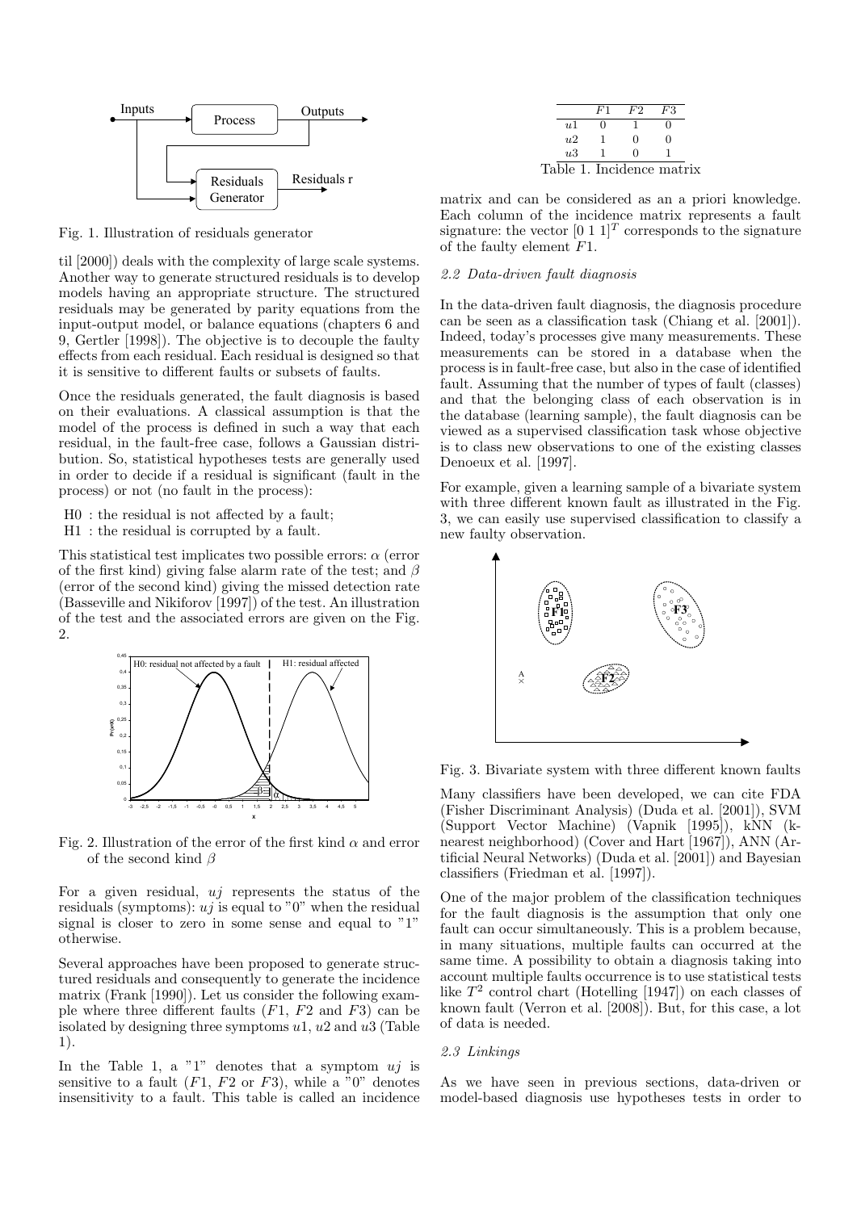Fig. 1. Illustration of residuals generator

til [2000]) deals with the complexity of large scale systems. Another way to generate structured residuals is to develop models having an appropriate structure. The structured residuals may be generated by parity equations from the input-output model, or balance equations (chapters 6 and 9, Gertler [1998]). The objective is to decouple the faulty effects from each residual. Each residual is designed so that it is sensitive to different faults or subsets of faults.

Once the residuals generated, the fault diagnosis is based on their evaluations. A classical assumption is that the model of the process is defined in such a way that each residual, in the fault-free case, follows a Gaussian distribution. So, statistical hypotheses tests are generally used in order to decide if a residual is significant (fault in the process) or not (no fault in the process):

H0 : the residual is not affected by a fault;
H1 : the residual is corrupted by a fault.

This statistical test implicates two possible errors: $\alpha$ (error of the first kind) giving false alarm rate of the test; and $\beta$ (error of the second kind) giving the missed detection rate (Basseville and Nikiforov [1997]) of the test. An illustration of the test and the associated errors are given on the Fig. 2.

Fig. 2. Illustration of the error of the first kind $\alpha$ and error of the second kind $\beta$

For a given residual, $uj$ represents the status of the residuals (symptoms): $uj$ is equal to "0" when the residual signal is closer to zero in some sense and equal to "1" otherwise.

Several approaches have been proposed to generate structured residuals and consequently to generate the incidence matrix (Frank [1990]). Let us consider the following example where three different faults ($F1$, $F2$ and $F3$) can be isolated by designing three symptoms $u1$, $u2$ and $u3$ (Table 1).

In the Table 1, a "1" denotes that a symptom $uj$ is sensitive to a fault ($F1$, $F2$ or $F3$), while a "0" denotes insensitivity to a fault. This table is called an incidence matrix and can be considered as an a priori knowledge. Each column of the incidence matrix represents a fault signature: the vector $[0\ 1\ 1]^T$ corresponds to the signature of the faulty element $F1$.

| | $F1$ | $F2$ | $F3$ |
|---|---|---|---|
| $u1$ | 0 | 1 | 0 |
| $u2$ | 1 | 0 | 0 |
| $u3$ | 1 | 0 | 1 |

Table 1. Incidence matrix

### 2.2 Data-driven fault diagnosis

In the data-driven fault diagnosis, the diagnosis procedure can be seen as a classification task (Chiang et al. [2001]). Indeed, today's processes give many measurements. These measurements can be stored in a database when the process is in fault-free case, but also in the case of identified fault. Assuming that the number of types of fault (classes) and that the belonging class of each observation is in the database (learning sample), the fault diagnosis can be viewed as a supervised classification task whose objective is to class new observations to one of the existing classes Denoeux et al. [1997].

For example, given a learning sample of a bivariate system with three different known fault as illustrated in the Fig. 3, we can easily use supervised classification to classify a new faulty observation.

Fig. 3. Bivariate system with three different known faults

Many classifiers have been developed, we can cite FDA (Fisher Discriminant Analysis) (Duda et al. [2001]), SVM (Support Vector Machine) (Vapnik [1995]), kNN (k-nearest neighborhood) (Cover and Hart [1967]), ANN (Artificial Neural Networks) (Duda et al. [2001]) and Bayesian classifiers (Friedman et al. [1997]).

One of the major problem of the classification techniques for the fault diagnosis is the assumption that only one fault can occur simultaneously. This is a problem because, in many situations, multiple faults can occurred at the same time. A possibility to obtain a diagnosis taking into account multiple faults occurrence is to use statistical tests like $T^2$ control chart (Hotelling [1947]) on each classes of known fault (Verron et al. [2008]). But, for this case, a lot of data is needed.

### 2.3 Linkings

As we have seen in previous sections, data-driven or model-based diagnosis use hypotheses tests in order to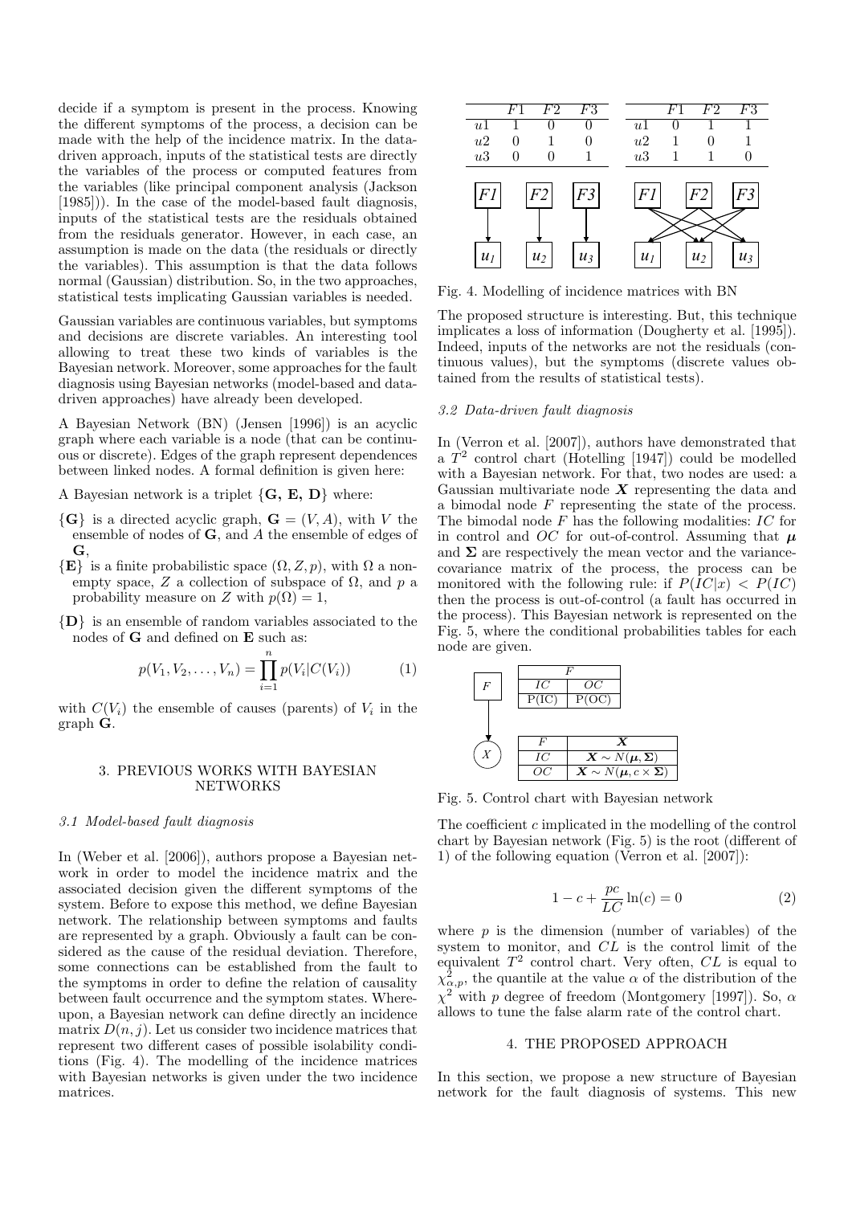decide if a symptom is present in the process. Knowing the different symptoms of the process, a decision can be made with the help of the incidence matrix. In the data-driven approach, inputs of the statistical tests are directly the variables of the process or computed features from the variables (like principal component analysis (Jackson [1985])). In the case of the model-based fault diagnosis, inputs of the statistical tests are the residuals obtained from the residuals generator. However, in each case, an assumption is made on the data (the residuals or directly the variables). This assumption is that the data follows normal (Gaussian) distribution. So, in the two approaches, statistical tests implicating Gaussian variables is needed.

Gaussian variables are continuous variables, but symptoms and decisions are discrete variables. An interesting tool allowing to treat these two kinds of variables is the Bayesian network. Moreover, some approaches for the fault diagnosis using Bayesian networks (model-based and data-driven approaches) have already been developed.

A Bayesian Network (BN) (Jensen [1996]) is an acyclic graph where each variable is a node (that can be continuous or discrete). Edges of the graph represent dependences between linked nodes. A formal definition is given here:

A Bayesian network is a triplet $\{\mathbf{G}, \mathbf{E}, \mathbf{D}\}$ where:

- $\{\mathbf{G}\}$ is a directed acyclic graph, $\mathbf{G} = (V, A)$, with $V$ the ensemble of nodes of $\mathbf{G}$, and $A$ the ensemble of edges of $\mathbf{G}$,
- $\{\mathbf{E}\}$ is a finite probabilistic space $(\Omega, Z, p)$, with $\Omega$ a non-empty space, $Z$ a collection of subspace of $\Omega$, and $p$ a probability measure on $Z$ with $p(\Omega) = 1$,
- $\{\mathbf{D}\}$ is an ensemble of random variables associated to the nodes of $\mathbf{G}$ and defined on $\mathbf{E}$ such as:

$$p(V_1, V_2, \ldots, V_n) = \prod_{i=1}^{n} p(V_i | C(V_i)) \quad (1)$$

with $C(V_i)$ the ensemble of causes (parents) of $V_i$ in the graph $\mathbf{G}$.

## 3. PREVIOUS WORKS WITH BAYESIAN NETWORKS

### 3.1 Model-based fault diagnosis

In (Weber et al. [2006]), authors propose a Bayesian network in order to model the incidence matrix and the associated decision given the different symptoms of the system. Before to expose this method, we define Bayesian network. The relationship between symptoms and faults are represented by a graph. Obviously a fault can be considered as the cause of the residual deviation. Therefore, some connections can be established from the fault to the symptoms in order to define the relation of causality between fault occurrence and the symptom states. Whereupon, a Bayesian network can define directly an incidence matrix $D(n, j)$. Let us consider two incidence matrices that represent two different cases of possible isolability conditions (Fig. 4). The modelling of the incidence matrices with Bayesian networks is given under the two incidence matrices.

| | F1 | F2 | F3 |
|---|---|---|---|
| u1 | 1 | 0 | 0 |
| u2 | 0 | 1 | 0 |
| u3 | 0 | 0 | 1 |

| | F1 | F2 | F3 |
|---|---|---|---|
| u1 | 0 | 1 | 1 |
| u2 | 1 | 0 | 1 |
| u3 | 1 | 1 | 0 |

Fig. 4. Modelling of incidence matrices with BN

The proposed structure is interesting. But, this technique implicates a loss of information (Dougherty et al. [1995]). Indeed, inputs of the networks are not the residuals (continuous values), but the symptoms (discrete values obtained from the results of statistical tests).

### 3.2 Data-driven fault diagnosis

In (Verron et al. [2007]), authors have demonstrated that a $T^2$ control chart (Hotelling [1947]) could be modelled with a Bayesian network. For that, two nodes are used: a Gaussian multivariate node $\boldsymbol{X}$ representing the data and a bimodal node $F$ representing the state of the process. The bimodal node $F$ has the following modalities: $IC$ for in control and $OC$ for out-of-control. Assuming that $\boldsymbol{\mu}$ and $\boldsymbol{\Sigma}$ are respectively the mean vector and the variance-covariance matrix of the process, the process can be monitored with the following rule: if $P(IC|x) < P(IC)$ then the process is out-of-control (a fault has occurred in the process). This Bayesian network is represented on the Fig. 5, where the conditional probabilities tables for each node are given.

| F | |
|---|---|
| IC | OC |
| P(IC) | P(OC) |

| F | $\boldsymbol{X}$ |
|---|---|
| IC | $\boldsymbol{X} \sim N(\boldsymbol{\mu}, \boldsymbol{\Sigma})$ |
| OC | $\boldsymbol{X} \sim N(\boldsymbol{\mu}, c \times \boldsymbol{\Sigma})$ |

Fig. 5. Control chart with Bayesian network

The coefficient $c$ implicated in the modelling of the control chart by Bayesian network (Fig. 5) is the root (different of 1) of the following equation (Verron et al. [2007]):

$$1 - c + \frac{pc}{LC} \ln(c) = 0 \quad (2)$$

where $p$ is the dimension (number of variables) of the system to monitor, and $CL$ is the control limit of the equivalent $T^2$ control chart. Very often, $CL$ is equal to $\chi^2_{\alpha,p}$, the quantile at the value $\alpha$ of the distribution of the $\chi^2$ with $p$ degree of freedom (Montgomery [1997]). So, $\alpha$ allows to tune the false alarm rate of the control chart.

## 4. THE PROPOSED APPROACH

In this section, we propose a new structure of Bayesian network for the fault diagnosis of systems. This new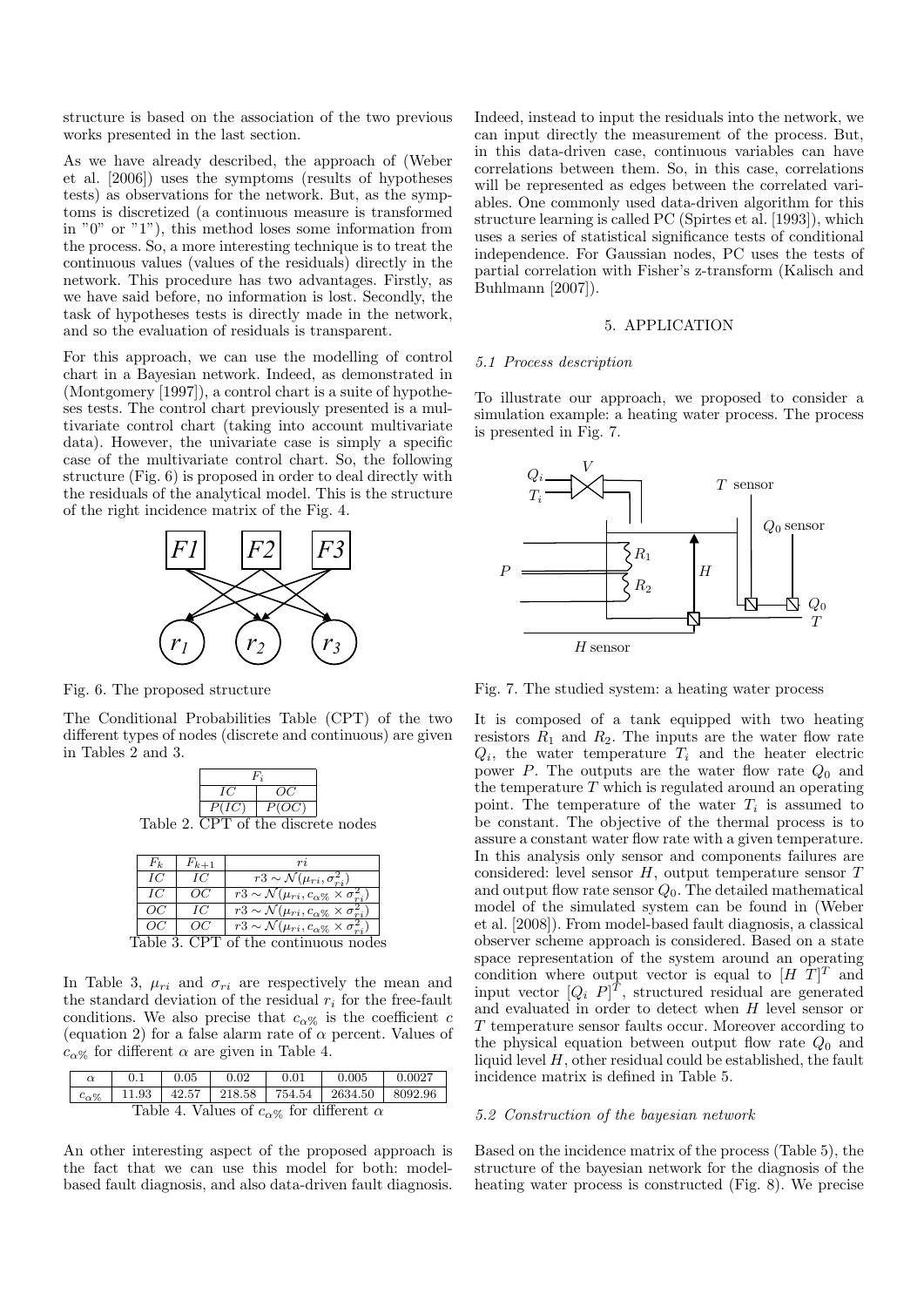structure is based on the association of the two previous works presented in the last section.

As we have already described, the approach of (Weber et al. [2006]) uses the symptoms (results of hypotheses tests) as observations for the network. But, as the symptoms is discretized (a continuous measure is transformed in "0" or "1"), this method loses some information from the process. So, a more interesting technique is to treat the continuous values (values of the residuals) directly in the network. This procedure has two advantages. Firstly, as we have said before, no information is lost. Secondly, the task of hypotheses tests is directly made in the network, and so the evaluation of residuals is transparent.

For this approach, we can use the modelling of control chart in a Bayesian network. Indeed, as demonstrated in (Montgomery [1997]), a control chart is a suite of hypotheses tests. The control chart previously presented is a multivariate control chart (taking into account multivariate data). However, the univariate case is simply a specific case of the multivariate control chart. So, the following structure (Fig. 6) is proposed in order to deal directly with the residuals of the analytical model. This is the structure of the right incidence matrix of the Fig. 4.

Fig. 6. The proposed structure

The Conditional Probabilities Table (CPT) of the two different types of nodes (discrete and continuous) are given in Tables 2 and 3.

| $F_i$ | |
|---|---|
| $IC$ | $OC$ |
| $P(IC)$ | $P(OC)$ |

Table 2. CPT of the discrete nodes

| $F_k$ | $F_{k+1}$ | $ri$ |
|---|---|---|
| $IC$ | $IC$ | $r3 \sim \mathcal{N}(\mu_{ri}, \sigma_{ri}^2)$ |
| $IC$ | $OC$ | $r3 \sim \mathcal{N}(\mu_{ri}, c_{\alpha\%} \times \sigma_{ri}^2)$ |
| $OC$ | $IC$ | $r3 \sim \mathcal{N}(\mu_{ri}, c_{\alpha\%} \times \sigma_{ri}^2)$ |
| $OC$ | $OC$ | $r3 \sim \mathcal{N}(\mu_{ri}, c_{\alpha\%} \times \sigma_{ri}^2)$ |

Table 3. CPT of the continuous nodes

In Table 3, $\mu_{ri}$ and $\sigma_{ri}$ are respectively the mean and the standard deviation of the residual $r_i$ for the free-fault conditions. We also precise that $c_{\alpha\%}$ is the coefficient $c$ (equation 2) for a false alarm rate of $\alpha$ percent. Values of $c_{\alpha\%}$ for different $\alpha$ are given in Table 4.

| $\alpha$ | 0.1 | 0.05 | 0.02 | 0.01 | 0.005 | 0.0027 |
|---|---|---|---|---|---|---|
| $c_{\alpha\%}$ | 11.93 | 42.57 | 218.58 | 754.54 | 2634.50 | 8092.96 |

Table 4. Values of $c_{\alpha\%}$ for different $\alpha$

An other interesting aspect of the proposed approach is the fact that we can use this model for both: model-based fault diagnosis, and also data-driven fault diagnosis. Indeed, instead to input the residuals into the network, we can input directly the measurement of the process. But, in this data-driven case, continuous variables can have correlations between them. So, in this case, correlations will be represented as edges between the correlated variables. One commonly used data-driven algorithm for this structure learning is called PC (Spirtes et al. [1993]), which uses a series of statistical significance tests of conditional independence. For Gaussian nodes, PC uses the tests of partial correlation with Fisher's z-transform (Kalisch and Buhlmann [2007]).

## 5. APPLICATION

### 5.1 Process description

To illustrate our approach, we proposed to consider a simulation example: a heating water process. The process is presented in Fig. 7.

Fig. 7. The studied system: a heating water process

It is composed of a tank equipped with two heating resistors $R_1$ and $R_2$. The inputs are the water flow rate $Q_i$, the water temperature $T_i$ and the heater electric power $P$. The outputs are the water flow rate $Q_0$ and the temperature $T$ which is regulated around an operating point. The temperature of the water $T_i$ is assumed to be constant. The objective of the thermal process is to assure a constant water flow rate with a given temperature. In this analysis only sensor and components failures are considered: level sensor $H$, output temperature sensor $T$ and output flow rate sensor $Q_0$. The detailed mathematical model of the simulated system can be found in (Weber et al. [2008]). From model-based fault diagnosis, a classical observer scheme approach is considered. Based on a state space representation of the system around an operating condition where output vector is equal to $[H\ T]^T$ and input vector $[Q_i\ P]^T$, structured residual are generated and evaluated in order to detect when $H$ level sensor or $T$ temperature sensor faults occur. Moreover according to the physical equation between output flow rate $Q_0$ and liquid level $H$, other residual could be established, the fault incidence matrix is defined in Table 5.

### 5.2 Construction of the bayesian network

Based on the incidence matrix of the process (Table 5), the structure of the bayesian network for the diagnosis of the heating water process is constructed (Fig. 8). We precise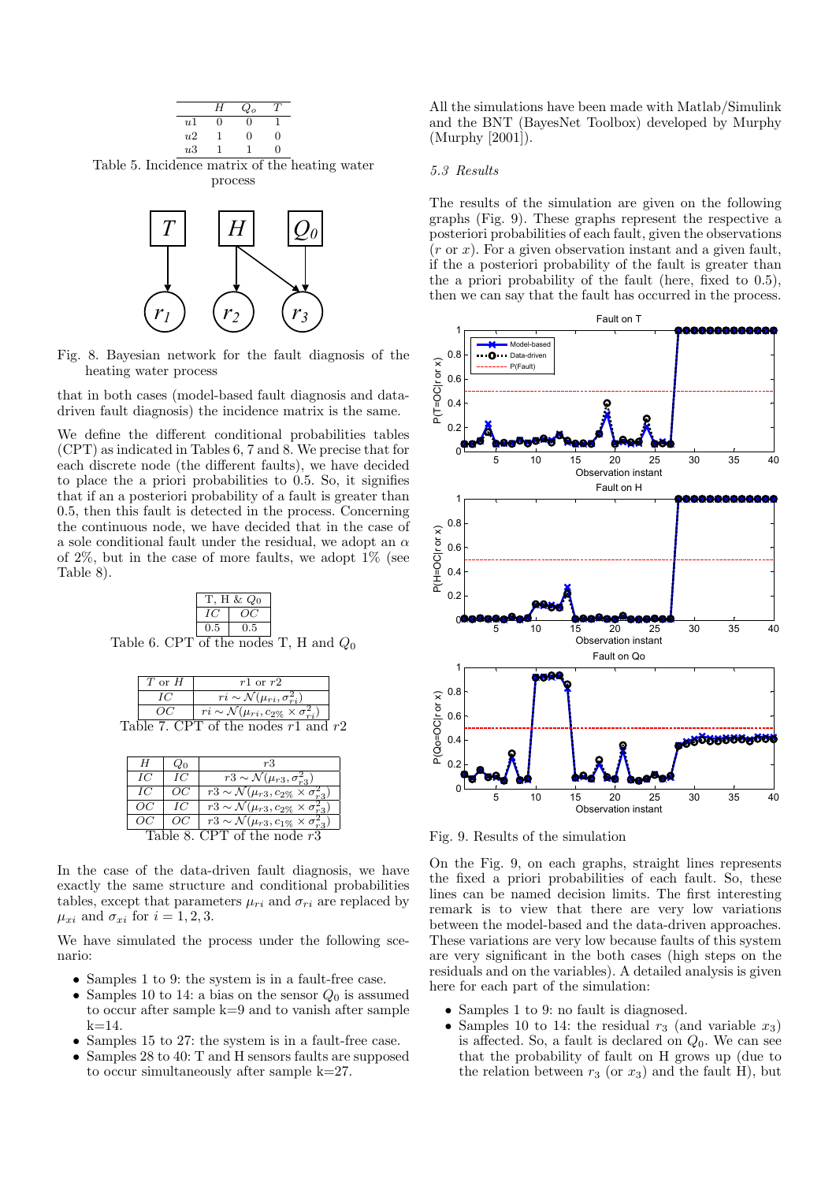|  | $H$ | $Q_o$ | $T$ |
|---|---|---|---|
| $u1$ | 0 | 0 | 1 |
| $u2$ | 1 | 0 | 0 |
| $u3$ | 1 | 1 | 0 |

Table 5. Incidence matrix of the heating water process

Fig. 8. Bayesian network for the fault diagnosis of the heating water process

that in both cases (model-based fault diagnosis and data-driven fault diagnosis) the incidence matrix is the same.

We define the different conditional probabilities tables (CPT) as indicated in Tables 6, 7 and 8. We precise that for each discrete node (the different faults), we have decided to place the a priori probabilities to 0.5. So, it signifies that if an a posteriori probability of a fault is greater than 0.5, then this fault is detected in the process. Concerning the continuous node, we have decided that in the case of a sole conditional fault under the residual, we adopt an $\alpha$ of 2%, but in the case of more faults, we adopt 1% (see Table 8).

| T, H & $Q_0$ | |
|---|---|
| $IC$ | $OC$ |
| 0.5 | 0.5 |

Table 6. CPT of the nodes T, H and $Q_0$

| $T$ or $H$ | $r1$ or $r2$ |
|---|---|
| $IC$ | $ri \sim \mathcal{N}(\mu_{ri}, \sigma_{ri}^2)$ |
| $OC$ | $ri \sim \mathcal{N}(\mu_{ri}, c_{2\%} \times \sigma_{ri}^2)$ |

Table 7. CPT of the nodes $r1$ and $r2$

| $H$ | $Q_0$ | $r3$ |
|---|---|---|
| $IC$ | $IC$ | $r3 \sim \mathcal{N}(\mu_{r3}, \sigma_{r3}^2)$ |
| $IC$ | $OC$ | $r3 \sim \mathcal{N}(\mu_{r3}, c_{2\%} \times \sigma_{r3}^2)$ |
| $OC$ | $IC$ | $r3 \sim \mathcal{N}(\mu_{r3}, c_{2\%} \times \sigma_{r3}^2)$ |
| $OC$ | $OC$ | $r3 \sim \mathcal{N}(\mu_{r3}, c_{1\%} \times \sigma_{r3}^2)$ |

Table 8. CPT of the node $r3$

In the case of the data-driven fault diagnosis, we have exactly the same structure and conditional probabilities tables, except that parameters $\mu_{ri}$ and $\sigma_{ri}$ are replaced by $\mu_{xi}$ and $\sigma_{xi}$ for $i = 1, 2, 3$.

We have simulated the process under the following scenario:

- Samples 1 to 9: the system is in a fault-free case.
- Samples 10 to 14: a bias on the sensor $Q_0$ is assumed to occur after sample k=9 and to vanish after sample k=14.
- Samples 15 to 27: the system is in a fault-free case.
- Samples 28 to 40: T and H sensors faults are supposed to occur simultaneously after sample k=27.

All the simulations have been made with Matlab/Simulink and the BNT (BayesNet Toolbox) developed by Murphy (Murphy [2001]).

### 5.3 Results

The results of the simulation are given on the following graphs (Fig. 9). These graphs represent the respective a posteriori probabilities of each fault, given the observations ($r$ or $x$). For a given observation instant and a given fault, if the a posteriori probability of the fault is greater than the a priori probability of the fault (here, fixed to 0.5), then we can say that the fault has occurred in the process.

Fig. 9. Results of the simulation

On the Fig. 9, on each graphs, straight lines represents the fixed a priori probabilities of each fault. So, these lines can be named decision limits. The first interesting remark is to view that there are very low variations between the model-based and the data-driven approaches. These variations are very low because faults of this system are very significant in the both cases (high steps on the residuals and on the variables). A detailed analysis is given here for each part of the simulation:

- Samples 1 to 9: no fault is diagnosed.
- Samples 10 to 14: the residual $r_3$ (and variable $x_3$) is affected. So, a fault is declared on $Q_0$. We can see that the probability of fault on H grows up (due to the relation between $r_3$ (or $x_3$) and the fault H), but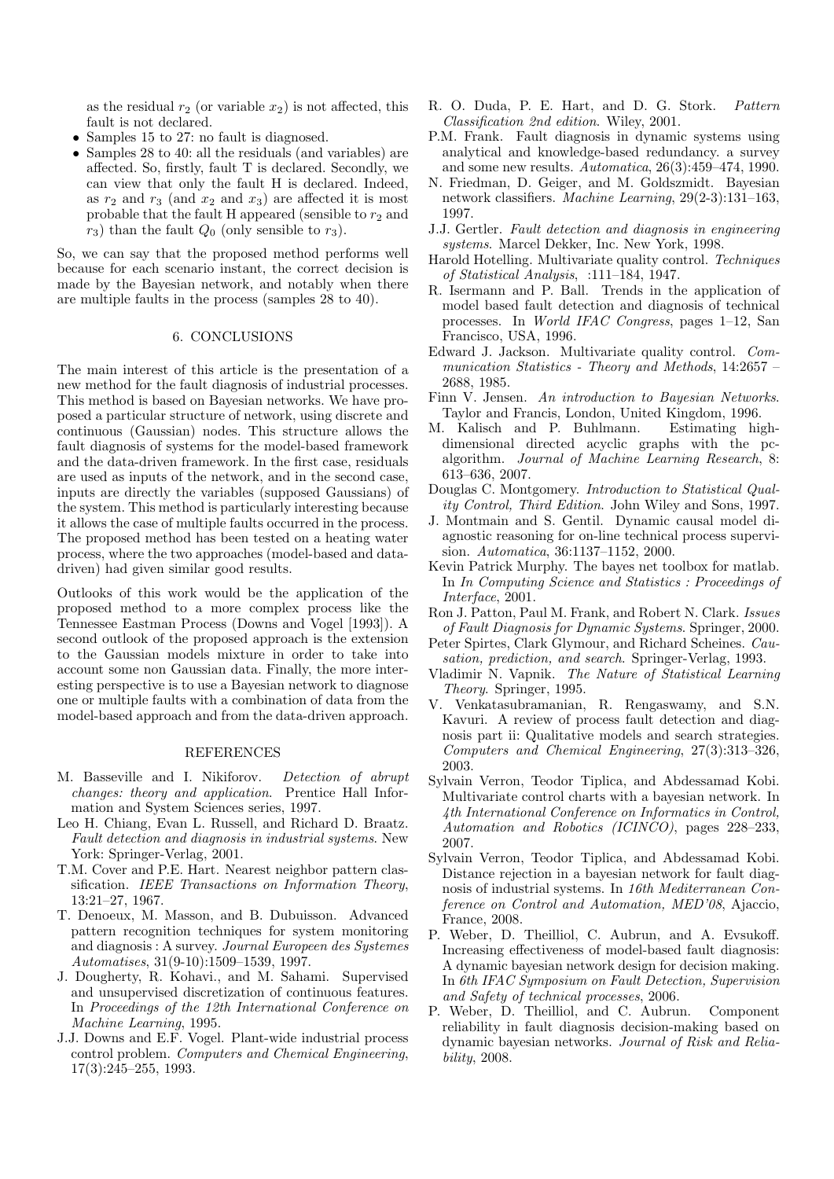as the residual $r_2$ (or variable $x_2$) is not affected, this fault is not declared.

- Samples 15 to 27: no fault is diagnosed.
- Samples 28 to 40: all the residuals (and variables) are affected. So, firstly, fault T is declared. Secondly, we can view that only the fault H is declared. Indeed, as $r_2$ and $r_3$ (and $x_2$ and $x_3$) are affected it is most probable that the fault H appeared (sensible to $r_2$ and $r_3$) than the fault $Q_0$ (only sensible to $r_3$).

So, we can say that the proposed method performs well because for each scenario instant, the correct decision is made by the Bayesian network, and notably when there are multiple faults in the process (samples 28 to 40).

## 6. CONCLUSIONS

The main interest of this article is the presentation of a new method for the fault diagnosis of industrial processes. This method is based on Bayesian networks. We have proposed a particular structure of network, using discrete and continuous (Gaussian) nodes. This structure allows the fault diagnosis of systems for the model-based framework and the data-driven framework. In the first case, residuals are used as inputs of the network, and in the second case, inputs are directly the variables (supposed Gaussians) of the system. This method is particularly interesting because it allows the case of multiple faults occurred in the process. The proposed method has been tested on a heating water process, where the two approaches (model-based and data-driven) had given similar good results.

Outlooks of this work would be the application of the proposed method to a more complex process like the Tennessee Eastman Process (Downs and Vogel [1993]). A second outlook of the proposed approach is the extension to the Gaussian models mixture in order to take into account some non Gaussian data. Finally, the more interesting perspective is to use a Bayesian network to diagnose one or multiple faults with a combination of data from the model-based approach and from the data-driven approach.

## REFERENCES

M. Basseville and I. Nikiforov. *Detection of abrupt changes: theory and application*. Prentice Hall Information and System Sciences series, 1997.

Leo H. Chiang, Evan L. Russell, and Richard D. Braatz. *Fault detection and diagnosis in industrial systems*. New York: Springer-Verlag, 2001.

T.M. Cover and P.E. Hart. Nearest neighbor pattern classification. *IEEE Transactions on Information Theory*, 13:21–27, 1967.

T. Denoeux, M. Masson, and B. Dubuisson. Advanced pattern recognition techniques for system monitoring and diagnosis : A survey. *Journal Europeen des Systemes Automatises*, 31(9-10):1509–1539, 1997.

J. Dougherty, R. Kohavi., and M. Sahami. Supervised and unsupervised discretization of continuous features. In *Proceedings of the 12th International Conference on Machine Learning*, 1995.

J.J. Downs and E.F. Vogel. Plant-wide industrial process control problem. *Computers and Chemical Engineering*, 17(3):245–255, 1993.

R. O. Duda, P. E. Hart, and D. G. Stork. *Pattern Classification 2nd edition*. Wiley, 2001.

P.M. Frank. Fault diagnosis in dynamic systems using analytical and knowledge-based redundancy. a survey and some new results. *Automatica*, 26(3):459–474, 1990.

N. Friedman, D. Geiger, and M. Goldszmidt. Bayesian network classifiers. *Machine Learning*, 29(2-3):131–163, 1997.

J.J. Gertler. *Fault detection and diagnosis in engineering systems*. Marcel Dekker, Inc. New York, 1998.

Harold Hotelling. Multivariate quality control. *Techniques of Statistical Analysis*, :111–184, 1947.

R. Isermann and P. Ball. Trends in the application of model based fault detection and diagnosis of technical processes. In *World IFAC Congress*, pages 1–12, San Francisco, USA, 1996.

Edward J. Jackson. Multivariate quality control. *Communication Statistics - Theory and Methods*, 14:2657 – 2688, 1985.

Finn V. Jensen. *An introduction to Bayesian Networks*. Taylor and Francis, London, United Kingdom, 1996.

M. Kalisch and P. Buhlmann. Estimating high-dimensional directed acyclic graphs with the pc-algorithm. *Journal of Machine Learning Research*, 8: 613–636, 2007.

Douglas C. Montgomery. *Introduction to Statistical Quality Control, Third Edition*. John Wiley and Sons, 1997.

J. Montmain and S. Gentil. Dynamic causal model diagnostic reasoning for on-line technical process supervision. *Automatica*, 36:1137–1152, 2000.

Kevin Patrick Murphy. The bayes net toolbox for matlab. In *In Computing Science and Statistics : Proceedings of Interface*, 2001.

Ron J. Patton, Paul M. Frank, and Robert N. Clark. *Issues of Fault Diagnosis for Dynamic Systems*. Springer, 2000.

Peter Spirtes, Clark Glymour, and Richard Scheines. *Causation, prediction, and search*. Springer-Verlag, 1993.

Vladimir N. Vapnik. *The Nature of Statistical Learning Theory*. Springer, 1995.

V. Venkatasubramanian, R. Rengaswamy, and S.N. Kavuri. A review of process fault detection and diagnosis part ii: Qualitative models and search strategies. *Computers and Chemical Engineering*, 27(3):313–326, 2003.

Sylvain Verron, Teodor Tiplica, and Abdessamad Kobi. Multivariate control charts with a bayesian network. In *4th International Conference on Informatics in Control, Automation and Robotics (ICINCO)*, pages 228–233, 2007.

Sylvain Verron, Teodor Tiplica, and Abdessamad Kobi. Distance rejection in a bayesian network for fault diagnosis of industrial systems. In *16th Mediterranean Conference on Control and Automation, MED'08*, Ajaccio, France, 2008.

P. Weber, D. Theilliol, C. Aubrun, and A. Evsukoff. Increasing effectiveness of model-based fault diagnosis: A dynamic bayesian network design for decision making. In *6th IFAC Symposium on Fault Detection, Supervision and Safety of technical processes*, 2006.

P. Weber, D. Theilliol, and C. Aubrun. Component reliability in fault diagnosis decision-making based on dynamic bayesian networks. *Journal of Risk and Reliability*, 2008.